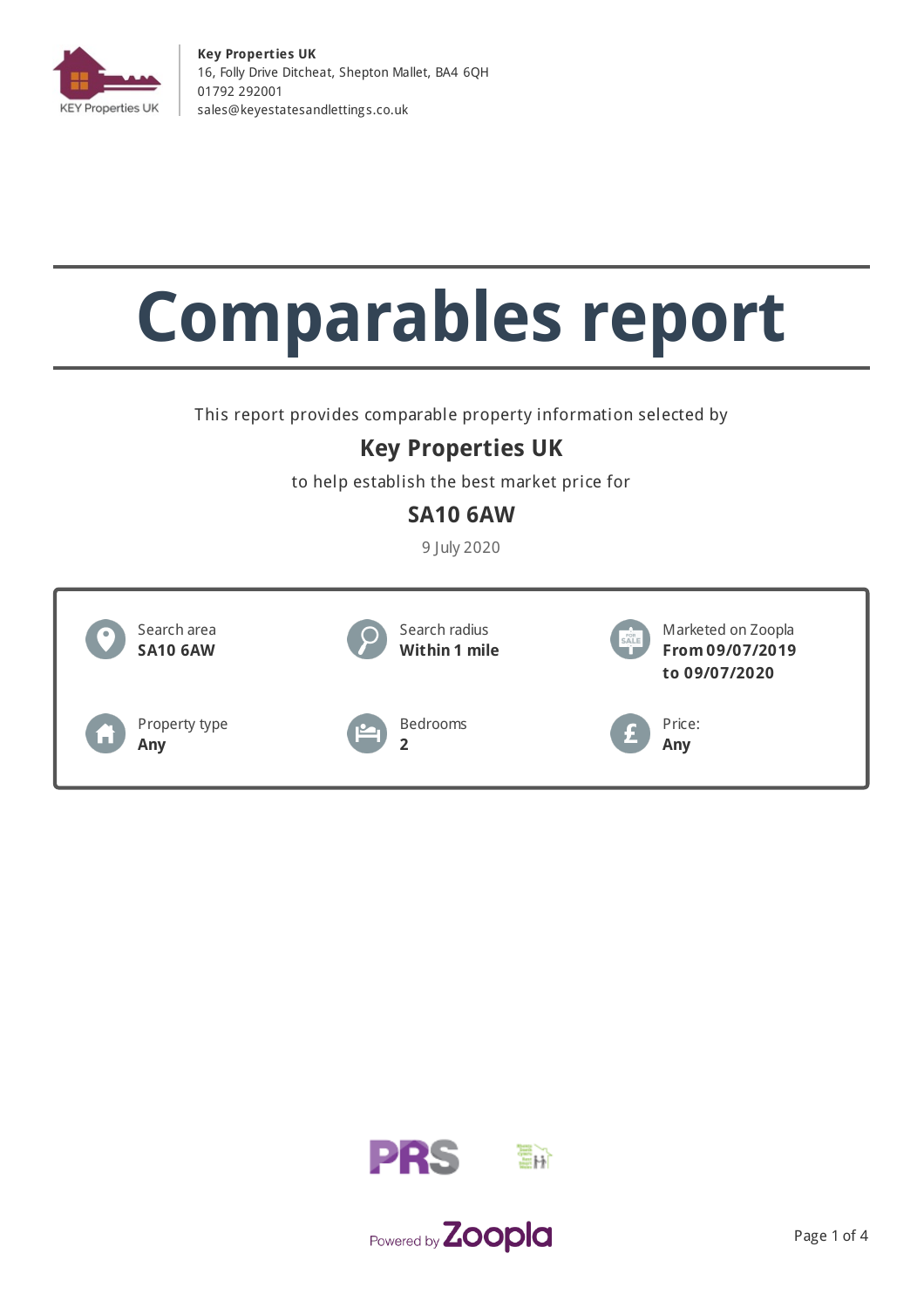**Key Properties UK**
16, Folly Drive Ditcheat, Shepton Mallet, BA4 6QH
01792 292001
sales@keyestatesandlettings.co.uk

# Comparables report

This report provides comparable property information selected by

## Key Properties UK

to help establish the best market price for

## SA10 6AW

9 July 2020

Search area
**SA10 6AW**

Search radius
**Within 1 mile**

Marketed on Zoopla
**From 09/07/2019 to 09/07/2020**

Property type
**Any**

Bedrooms
**2**

Price:
**Any**

Powered by Zoopla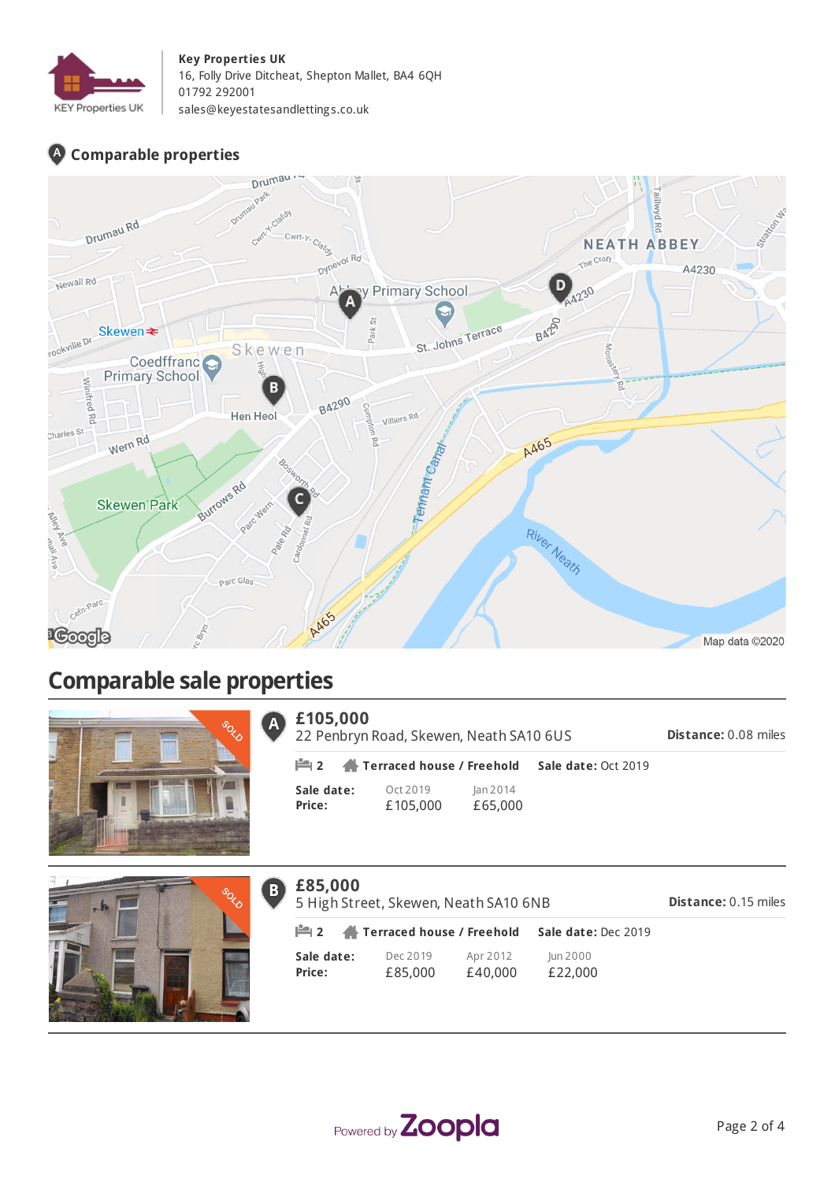Key Properties UK
16, Folly Drive Ditcheat, Shepton Mallet, BA4 6QH
01792 292001
sales@keyestatesandlettings.co.uk

## Comparable properties

# Comparable sale properties

**A**

## £105,000

22 Penbryn Road, Skewen, Neath SA10 6US

**Distance:** 0.08 miles

2 **Terraced house / Freehold** **Sale date:** Oct 2019

| | | |
|---|---|---|
| **Sale date:** | Oct 2019 | Jan 2014 |
| **Price:** | £105,000 | £65,000 |

**B**

## £85,000

5 High Street, Skewen, Neath SA10 6NB

**Distance:** 0.15 miles

2 **Terraced house / Freehold** **Sale date:** Dec 2019

| | | | |
|---|---|---|---|
| **Sale date:** | Dec 2019 | Apr 2012 | Jun 2000 |
| **Price:** | £85,000 | £40,000 | £22,000 |

Powered by Zoopla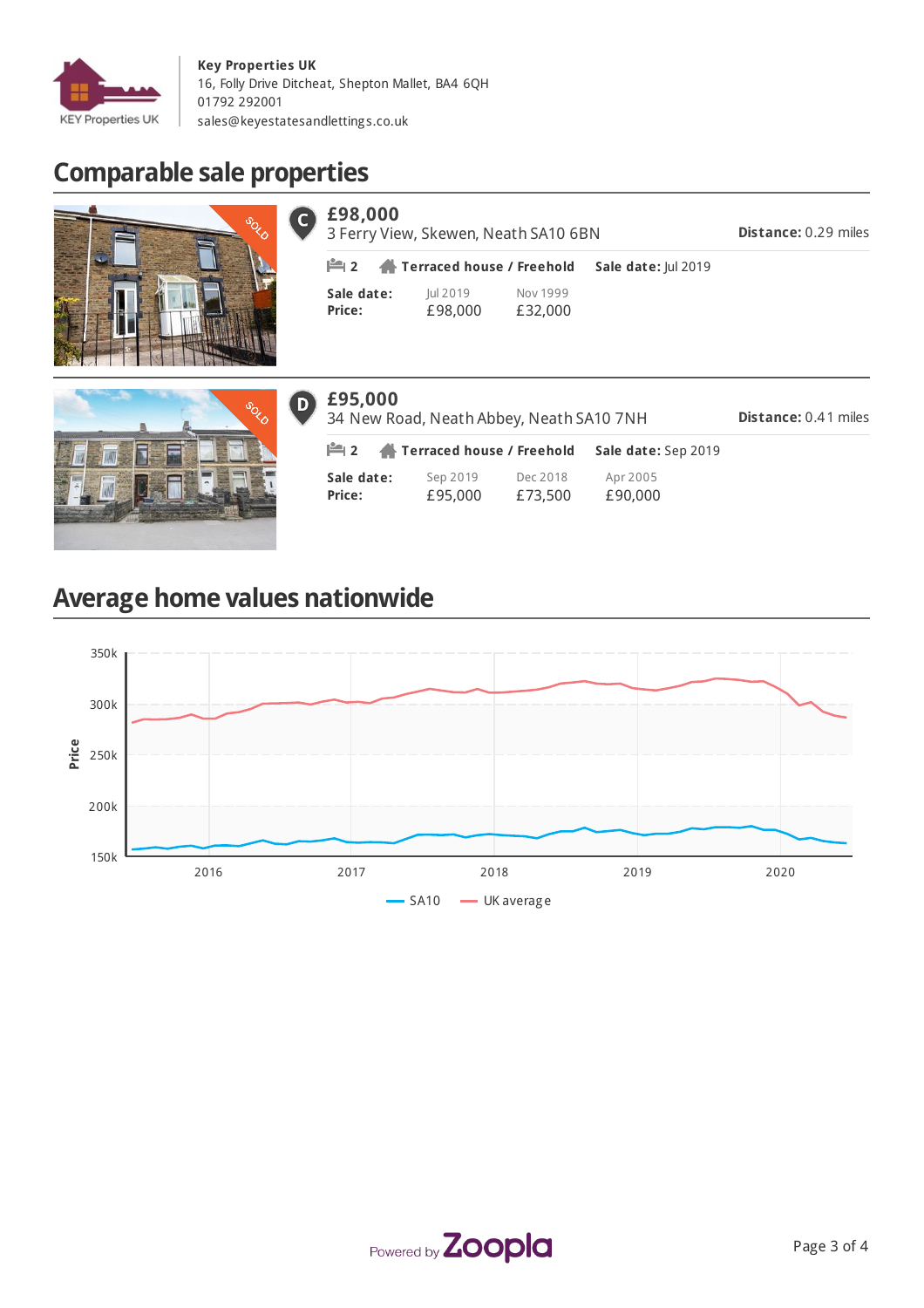**Key Properties UK**
16, Folly Drive Ditcheat, Shepton Mallet, BA4 6QH
01792 292001
sales@keyestatesandlettings.co.uk

## Comparable sale properties

C

**£98,000**
3 Ferry View, Skewen, Neath SA10 6BN

**Distance:** 0.29 miles

2 **Terraced house / Freehold** **Sale date:** Jul 2019

| | | |
|---|---|---|
| **Sale date:** | Jul 2019 | Nov 1999 |
| **Price:** | £98,000 | £32,000 |

D

**£95,000**
34 New Road, Neath Abbey, Neath SA10 7NH

**Distance:** 0.41 miles

2 **Terraced house / Freehold** **Sale date:** Sep 2019

| | | | |
|---|---|---|---|
| **Sale date:** | Sep 2019 | Dec 2018 | Apr 2005 |
| **Price:** | £95,000 | £73,500 | £90,000 |

## Average home values nationwide

Price

350k
300k
250k
200k
150k

2016
2017
2018
2019
2020

SA10
UK average

Powered by Zoopla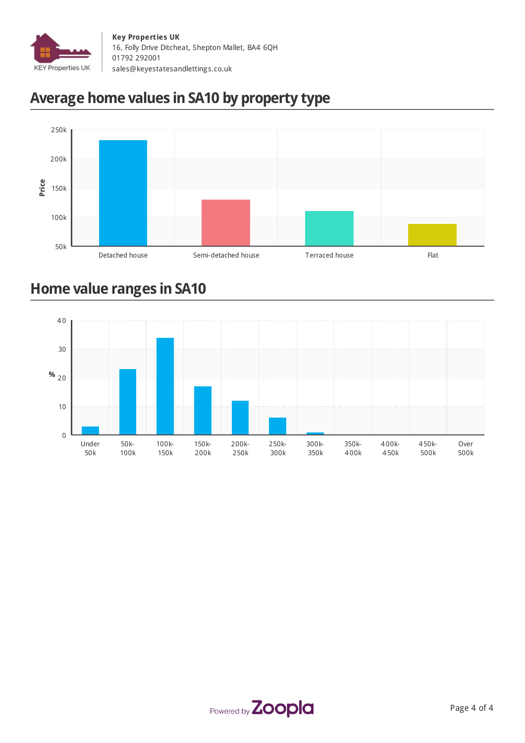**Key Properties UK**
16, Folly Drive Ditcheat, Shepton Mallet, BA4 6QH
01792 292001
sales@keyestatesandlettings.co.uk

## Average home values in SA10 by property type

250k
200k
150k
100k
50k
Price

Detached house
Semi-detached house
Terraced house
Flat

## Home value ranges in SA10

40
30
% 20
10
0

Under 50k
50k-100k
100k-150k
150k-200k
200k-250k
250k-300k
300k-350k
350k-400k
400k-450k
450k-500k
Over 500k

Powered by Zoopla